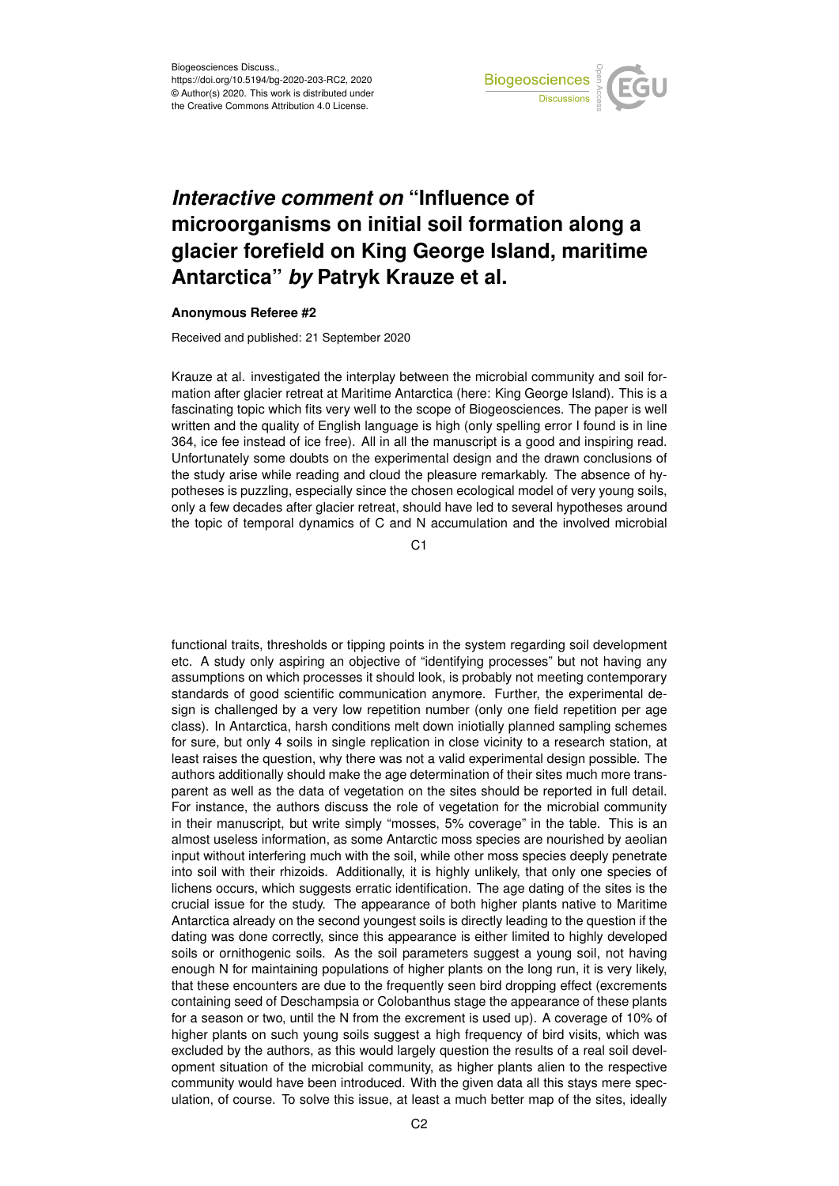Biogeosciences Discuss.,
https://doi.org/10.5194/bg-2020-203-RC2, 2020
© Author(s) 2020. This work is distributed under
the Creative Commons Attribution 4.0 License.

# *Interactive comment on* "Influence of microorganisms on initial soil formation along a glacier forefield on King George Island, maritime Antarctica" *by* Patryk Krauze et al.

**Anonymous Referee #2**

Received and published: 21 September 2020

Krauze at al. investigated the interplay between the microbial community and soil formation after glacier retreat at Maritime Antarctica (here: King George Island). This is a fascinating topic which fits very well to the scope of Biogeosciences. The paper is well written and the quality of English language is high (only spelling error I found is in line 364, ice fee instead of ice free). All in all the manuscript is a good and inspiring read. Unfortunately some doubts on the experimental design and the drawn conclusions of the study arise while reading and cloud the pleasure remarkably. The absence of hypotheses is puzzling, especially since the chosen ecological model of very young soils, only a few decades after glacier retreat, should have led to several hypotheses around the topic of temporal dynamics of C and N accumulation and the involved microbial functional traits, thresholds or tipping points in the system regarding soil development etc. A study only aspiring an objective of "identifying processes" but not having any assumptions on which processes it should look, is probably not meeting contemporary standards of good scientific communication anymore. Further, the experimental design is challenged by a very low repetition number (only one field repetition per age class). In Antarctica, harsh conditions melt down iniotially planned sampling schemes for sure, but only 4 soils in single replication in close vicinity to a research station, at least raises the question, why there was not a valid experimental design possible. The authors additionally should make the age determination of their sites much more transparent as well as the data of vegetation on the sites should be reported in full detail. For instance, the authors discuss the role of vegetation for the microbial community in their manuscript, but write simply "mosses, 5% coverage" in the table. This is an almost useless information, as some Antarctic moss species are nourished by aeolian input without interfering much with the soil, while other moss species deeply penetrate into soil with their rhizoids. Additionally, it is highly unlikely, that only one species of lichens occurs, which suggests erratic identification. The age dating of the sites is the crucial issue for the study. The appearance of both higher plants native to Maritime Antarctica already on the second youngest soils is directly leading to the question if the dating was done correctly, since this appearance is either limited to highly developed soils or ornithogenic soils. As the soil parameters suggest a young soil, not having enough N for maintaining populations of higher plants on the long run, it is very likely, that these encounters are due to the frequently seen bird dropping effect (excrements containing seed of Deschampsia or Colobanthus stage the appearance of these plants for a season or two, until the N from the excrement is used up). A coverage of 10% of higher plants on such young soils suggest a high frequency of bird visits, which was excluded by the authors, as this would largely question the results of a real soil development situation of the microbial community, as higher plants alien to the respective community would have been introduced. With the given data all this stays mere speculation, of course. To solve this issue, at least a much better map of the sites, ideally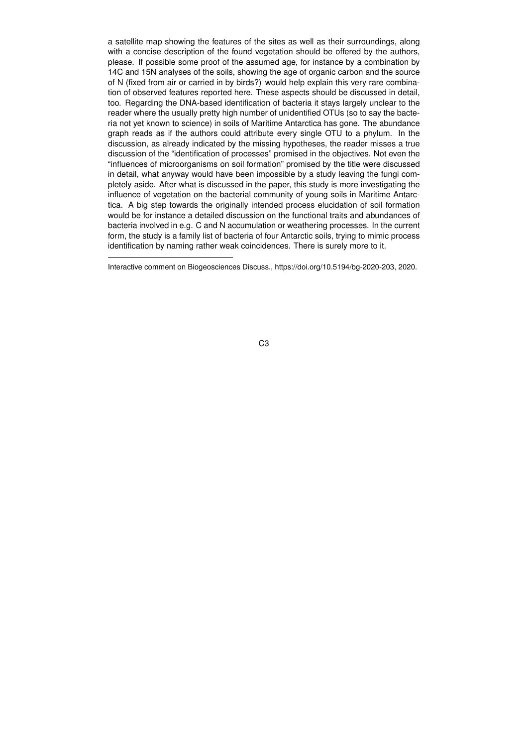a satellite map showing the features of the sites as well as their surroundings, along with a concise description of the found vegetation should be offered by the authors, please. If possible some proof of the assumed age, for instance by a combination by 14C and 15N analyses of the soils, showing the age of organic carbon and the source of N (fixed from air or carried in by birds?) would help explain this very rare combination of observed features reported here. These aspects should be discussed in detail, too. Regarding the DNA-based identification of bacteria it stays largely unclear to the reader where the usually pretty high number of unidentified OTUs (so to say the bacteria not yet known to science) in soils of Maritime Antarctica has gone. The abundance graph reads as if the authors could attribute every single OTU to a phylum. In the discussion, as already indicated by the missing hypotheses, the reader misses a true discussion of the "identification of processes" promised in the objectives. Not even the "influences of microorganisms on soil formation" promised by the title were discussed in detail, what anyway would have been impossible by a study leaving the fungi completely aside. After what is discussed in the paper, this study is more investigating the influence of vegetation on the bacterial community of young soils in Maritime Antarctica. A big step towards the originally intended process elucidation of soil formation would be for instance a detailed discussion on the functional traits and abundances of bacteria involved in e.g. C and N accumulation or weathering processes. In the current form, the study is a family list of bacteria of four Antarctic soils, trying to mimic process identification by naming rather weak coincidences. There is surely more to it.

---

Interactive comment on Biogeosciences Discuss., https://doi.org/10.5194/bg-2020-203, 2020.